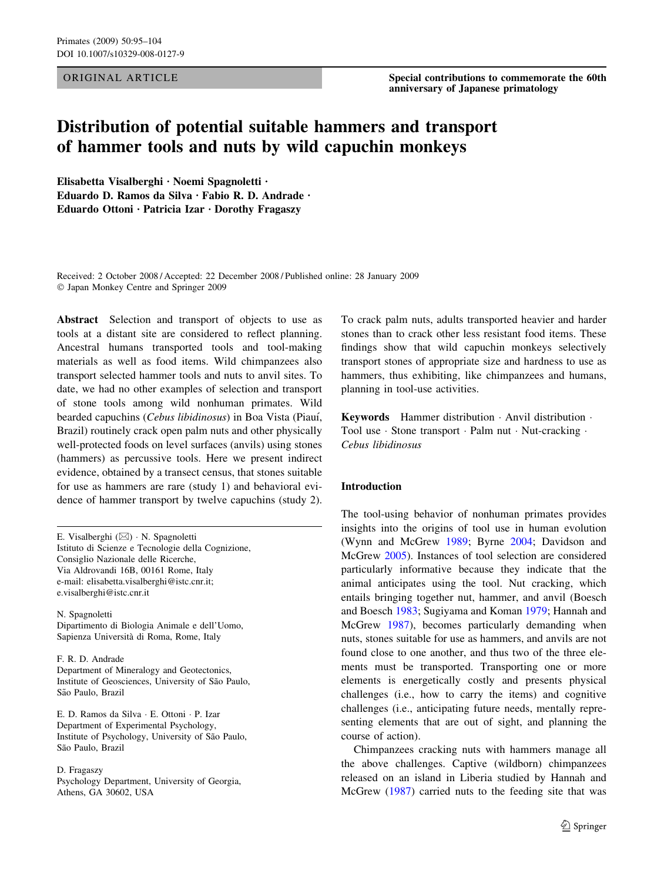ORIGINAL ARTICLE

Special contributions to commemorate the 60th anniversary of Japanese primatology

# Distribution of potential suitable hammers and transport of hammer tools and nuts by wild capuchin monkeys

**Elisabetta Visalberghi · Noemi Spagnoletti · Eduardo D. Ramos da Silva · Fabio R. D. Andrade · Eduardo Ottoni · Patricia Izar · Dorothy Fragaszy**

Received: 2 October 2008 / Accepted: 22 December 2008 / Published online: 28 January 2009
© Japan Monkey Centre and Springer 2009

**Abstract** Selection and transport of objects to use as tools at a distant site are considered to reflect planning. Ancestral humans transported tools and tool-making materials as well as food items. Wild chimpanzees also transport selected hammer tools and nuts to anvil sites. To date, we had no other examples of selection and transport of stone tools among wild nonhuman primates. Wild bearded capuchins (*Cebus libidinosus*) in Boa Vista (Piauí, Brazil) routinely crack open palm nuts and other physically well-protected foods on level surfaces (anvils) using stones (hammers) as percussive tools. Here we present indirect evidence, obtained by a transect census, that stones suitable for use as hammers are rare (study 1) and behavioral evidence of hammer transport by twelve capuchins (study 2). To crack palm nuts, adults transported heavier and harder stones than to crack other less resistant food items. These findings show that wild capuchin monkeys selectively transport stones of appropriate size and hardness to use as hammers, thus exhibiting, like chimpanzees and humans, planning in tool-use activities.

**Keywords** Hammer distribution · Anvil distribution · Tool use · Stone transport · Palm nut · Nut-cracking · *Cebus libidinosus*

E. Visalberghi (✉) · N. Spagnoletti
Istituto di Scienze e Tecnologie della Cognizione, Consiglio Nazionale delle Ricerche, Via Aldrovandi 16B, 00161 Rome, Italy
e-mail: elisabetta.visalberghi@istc.cnr.it; e.visalberghi@istc.cnr.it

N. Spagnoletti
Dipartimento di Biologia Animale e dell'Uomo, Sapienza Università di Roma, Rome, Italy

F. R. D. Andrade
Department of Mineralogy and Geotectonics, Institute of Geosciences, University of São Paulo, São Paulo, Brazil

E. D. Ramos da Silva · E. Ottoni · P. Izar
Department of Experimental Psychology, Institute of Psychology, University of São Paulo, São Paulo, Brazil

D. Fragaszy
Psychology Department, University of Georgia, Athens, GA 30602, USA

## Introduction

The tool-using behavior of nonhuman primates provides insights into the origins of tool use in human evolution (Wynn and McGrew 1989; Byrne 2004; Davidson and McGrew 2005). Instances of tool selection are considered particularly informative because they indicate that the animal anticipates using the tool. Nut cracking, which entails bringing together nut, hammer, and anvil (Boesch and Boesch 1983; Sugiyama and Koman 1979; Hannah and McGrew 1987), becomes particularly demanding when nuts, stones suitable for use as hammers, and anvils are not found close to one another, and thus two of the three elements must be transported. Transporting one or more elements is energetically costly and presents physical challenges (i.e., how to carry the items) and cognitive challenges (i.e., anticipating future needs, mentally representing elements that are out of sight, and planning the course of action).

Chimpanzees cracking nuts with hammers manage all the above challenges. Captive (wildborn) chimpanzees released on an island in Liberia studied by Hannah and McGrew (1987) carried nuts to the feeding site that was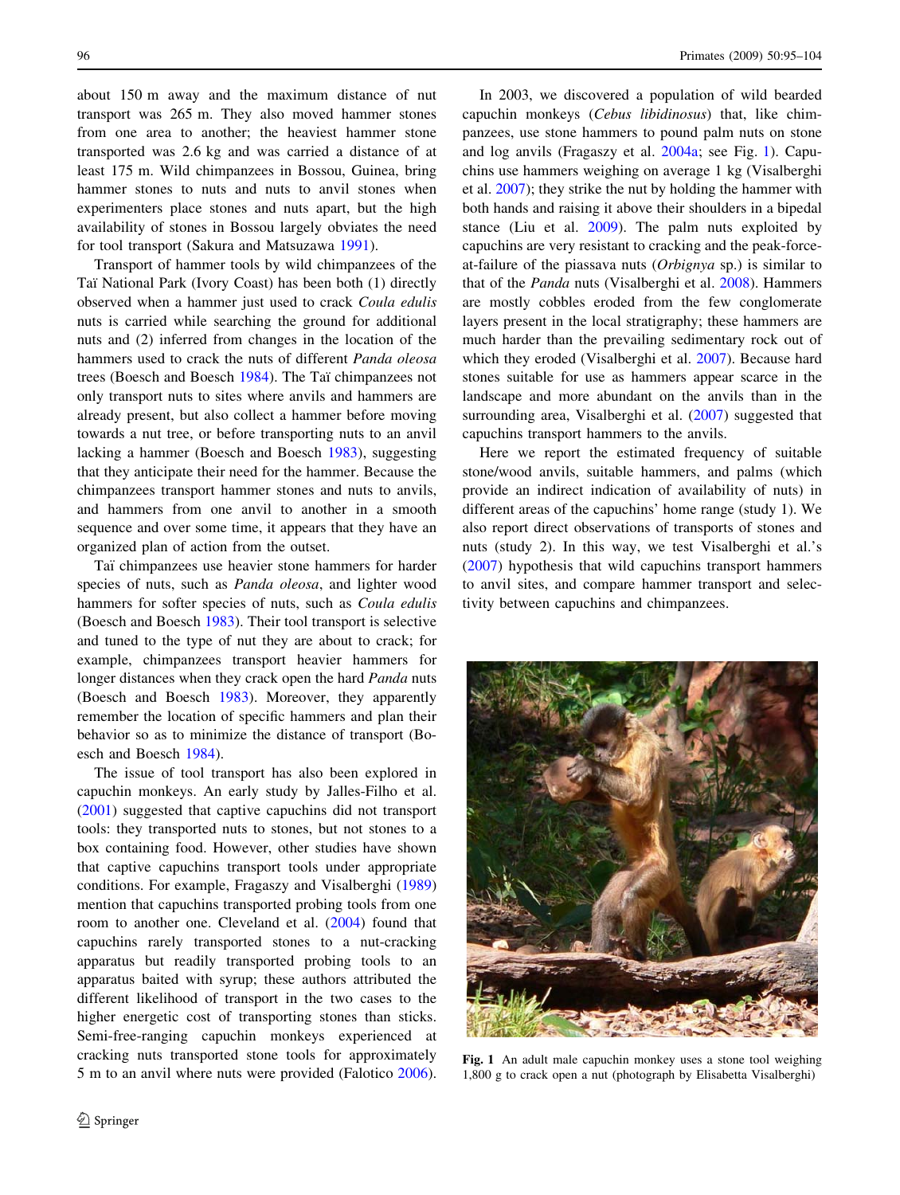about 150 m away and the maximum distance of nut transport was 265 m. They also moved hammer stones from one area to another; the heaviest hammer stone transported was 2.6 kg and was carried a distance of at least 175 m. Wild chimpanzees in Bossou, Guinea, bring hammer stones to nuts and nuts to anvil stones when experimenters place stones and nuts apart, but the high availability of stones in Bossou largely obviates the need for tool transport (Sakura and Matsuzawa 1991).

Transport of hammer tools by wild chimpanzees of the Taï National Park (Ivory Coast) has been both (1) directly observed when a hammer just used to crack *Coula edulis* nuts is carried while searching the ground for additional nuts and (2) inferred from changes in the location of the hammers used to crack the nuts of different *Panda oleosa* trees (Boesch and Boesch 1984). The Taï chimpanzees not only transport nuts to sites where anvils and hammers are already present, but also collect a hammer before moving towards a nut tree, or before transporting nuts to an anvil lacking a hammer (Boesch and Boesch 1983), suggesting that they anticipate their need for the hammer. Because the chimpanzees transport hammer stones and nuts to anvils, and hammers from one anvil to another in a smooth sequence and over some time, it appears that they have an organized plan of action from the outset.

Taï chimpanzees use heavier stone hammers for harder species of nuts, such as *Panda oleosa*, and lighter wood hammers for softer species of nuts, such as *Coula edulis* (Boesch and Boesch 1983). Their tool transport is selective and tuned to the type of nut they are about to crack; for example, chimpanzees transport heavier hammers for longer distances when they crack open the hard *Panda* nuts (Boesch and Boesch 1983). Moreover, they apparently remember the location of specific hammers and plan their behavior so as to minimize the distance of transport (Boesch and Boesch 1984).

The issue of tool transport has also been explored in capuchin monkeys. An early study by Jalles-Filho et al. (2001) suggested that captive capuchins did not transport tools: they transported nuts to stones, but not stones to a box containing food. However, other studies have shown that captive capuchins transport tools under appropriate conditions. For example, Fragaszy and Visalberghi (1989) mention that capuchins transported probing tools from one room to another one. Cleveland et al. (2004) found that capuchins rarely transported stones to a nut-cracking apparatus but readily transported probing tools to an apparatus baited with syrup; these authors attributed the different likelihood of transport in the two cases to the higher energetic cost of transporting stones than sticks. Semi-free-ranging capuchin monkeys experienced at cracking nuts transported stone tools for approximately 5 m to an anvil where nuts were provided (Falotico 2006).

In 2003, we discovered a population of wild bearded capuchin monkeys (*Cebus libidinosus*) that, like chimpanzees, use stone hammers to pound palm nuts on stone and log anvils (Fragaszy et al. 2004a; see Fig. 1). Capuchins use hammers weighing on average 1 kg (Visalberghi et al. 2007); they strike the nut by holding the hammer with both hands and raising it above their shoulders in a bipedal stance (Liu et al. 2009). The palm nuts exploited by capuchins are very resistant to cracking and the peak-force-at-failure of the piassava nuts (*Orbignya* sp.) is similar to that of the *Panda* nuts (Visalberghi et al. 2008). Hammers are mostly cobbles eroded from the few conglomerate layers present in the local stratigraphy; these hammers are much harder than the prevailing sedimentary rock out of which they eroded (Visalberghi et al. 2007). Because hard stones suitable for use as hammers appear scarce in the landscape and more abundant on the anvils than in the surrounding area, Visalberghi et al. (2007) suggested that capuchins transport hammers to the anvils.

Here we report the estimated frequency of suitable stone/wood anvils, suitable hammers, and palms (which provide an indirect indication of availability of nuts) in different areas of the capuchins' home range (study 1). We also report direct observations of transports of stones and nuts (study 2). In this way, we test Visalberghi et al.'s (2007) hypothesis that wild capuchins transport hammers to anvil sites, and compare hammer transport and selectivity between capuchins and chimpanzees.

**Fig. 1** An adult male capuchin monkey uses a stone tool weighing 1,800 g to crack open a nut (photograph by Elisabetta Visalberghi)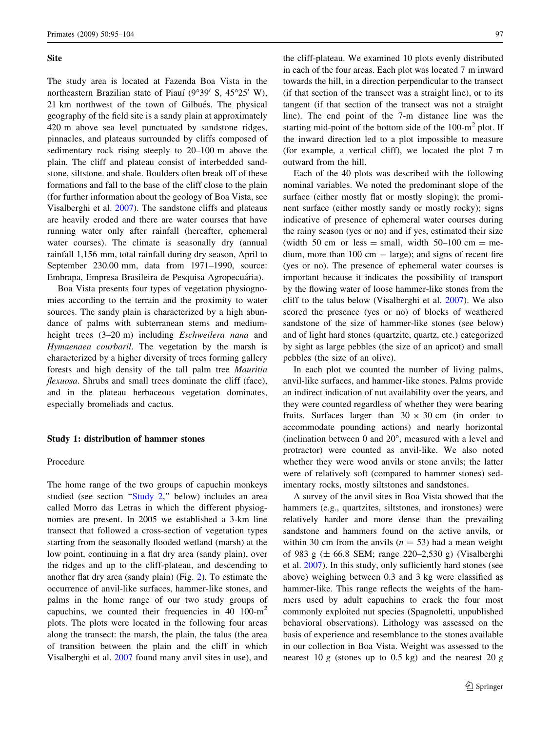### Site

The study area is located at Fazenda Boa Vista in the northeastern Brazilian state of Piauí (9°39′ S, 45°25′ W), 21 km northwest of the town of Gilbués. The physical geography of the field site is a sandy plain at approximately 420 m above sea level punctuated by sandstone ridges, pinnacles, and plateaus surrounded by cliffs composed of sedimentary rock rising steeply to 20–100 m above the plain. The cliff and plateau consist of interbedded sandstone, siltstone. and shale. Boulders often break off of these formations and fall to the base of the cliff close to the plain (for further information about the geology of Boa Vista, see Visalberghi et al. 2007). The sandstone cliffs and plateaus are heavily eroded and there are water courses that have running water only after rainfall (hereafter, ephemeral water courses). The climate is seasonally dry (annual rainfall 1,156 mm, total rainfall during dry season, April to September 230.00 mm, data from 1971–1990, source: Embrapa, Empresa Brasileira de Pesquisa Agropecuária).

Boa Vista presents four types of vegetation physiognomies according to the terrain and the proximity to water sources. The sandy plain is characterized by a high abundance of palms with subterranean stems and medium-height trees (3–20 m) including *Eschweilera nana* and *Hymaenaea courbaril*. The vegetation by the marsh is characterized by a higher diversity of trees forming gallery forests and high density of the tall palm tree *Mauritia flexuosa*. Shrubs and small trees dominate the cliff (face), and in the plateau herbaceous vegetation dominates, especially bromeliads and cactus.

### Study 1: distribution of hammer stones

#### Procedure

The home range of the two groups of capuchin monkeys studied (see section "Study 2," below) includes an area called Morro das Letras in which the different physiognomies are present. In 2005 we established a 3-km line transect that followed a cross-section of vegetation types starting from the seasonally flooded wetland (marsh) at the low point, continuing in a flat dry area (sandy plain), over the ridges and up to the cliff-plateau, and descending to another flat dry area (sandy plain) (Fig. 2). To estimate the occurrence of anvil-like surfaces, hammer-like stones, and palms in the home range of our two study groups of capuchins, we counted their frequencies in 40 100-m$^2$ plots. The plots were located in the following four areas along the transect: the marsh, the plain, the talus (the area of transition between the plain and the cliff in which Visalberghi et al. 2007 found many anvil sites in use), and the cliff-plateau. We examined 10 plots evenly distributed in each of the four areas. Each plot was located 7 m inward towards the hill, in a direction perpendicular to the transect (if that section of the transect was a straight line), or to its tangent (if that section of the transect was not a straight line). The end point of the 7-m distance line was the starting mid-point of the bottom side of the 100-m$^2$ plot. If the inward direction led to a plot impossible to measure (for example, a vertical cliff), we located the plot 7 m outward from the hill.

Each of the 40 plots was described with the following nominal variables. We noted the predominant slope of the surface (either mostly flat or mostly sloping); the prominent surface (either mostly sandy or mostly rocky); signs indicative of presence of ephemeral water courses during the rainy season (yes or no) and if yes, estimated their size (width 50 cm or less = small, width 50–100 cm = medium, more than 100 cm = large); and signs of recent fire (yes or no). The presence of ephemeral water courses is important because it indicates the possibility of transport by the flowing water of loose hammer-like stones from the cliff to the talus below (Visalberghi et al. 2007). We also scored the presence (yes or no) of blocks of weathered sandstone of the size of hammer-like stones (see below) and of light hard stones (quartzite, quartz, etc.) categorized by sight as large pebbles (the size of an apricot) and small pebbles (the size of an olive).

In each plot we counted the number of living palms, anvil-like surfaces, and hammer-like stones. Palms provide an indirect indication of nut availability over the years, and they were counted regardless of whether they were bearing fruits. Surfaces larger than 30 × 30 cm (in order to accommodate pounding actions) and nearly horizontal (inclination between 0 and 20°, measured with a level and protractor) were counted as anvil-like. We also noted whether they were wood anvils or stone anvils; the latter were of relatively soft (compared to hammer stones) sedimentary rocks, mostly siltstones and sandstones.

A survey of the anvil sites in Boa Vista showed that the hammers (e.g., quartzites, siltstones, and ironstones) were relatively harder and more dense than the prevailing sandstone and hammers found on the active anvils, or within 30 cm from the anvils ($n = 53$) had a mean weight of 983 g (± 66.8 SEM; range 220–2,530 g) (Visalberghi et al. 2007). In this study, only sufficiently hard stones (see above) weighing between 0.3 and 3 kg were classified as hammer-like. This range reflects the weights of the hammers used by adult capuchins to crack the four most commonly exploited nut species (Spagnoletti, unpublished behavioral observations). Lithology was assessed on the basis of experience and resemblance to the stones available in our collection in Boa Vista. Weight was assessed to the nearest 10 g (stones up to 0.5 kg) and the nearest 20 g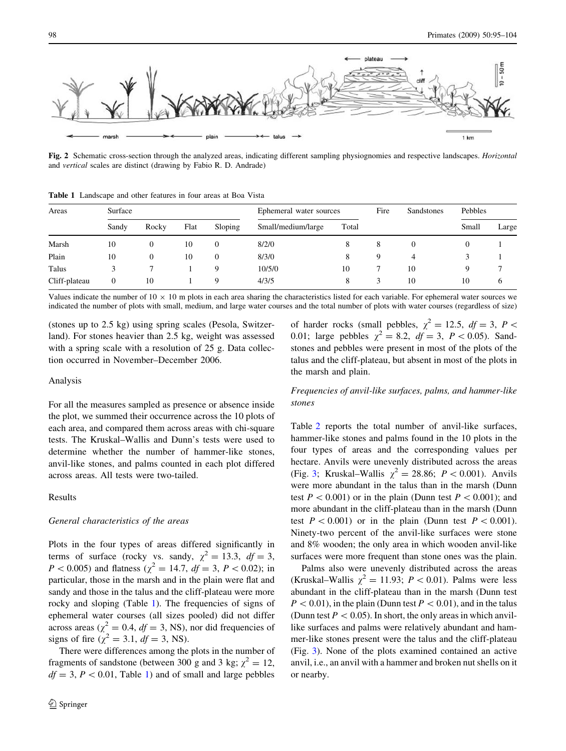Fig. 2 Schematic cross-section through the analyzed areas, indicating different sampling physiognomies and respective landscapes. *Horizontal* and *vertical* scales are distinct (drawing by Fabio R. D. Andrade)

**Table 1** Landscape and other features in four areas at Boa Vista

| Areas | Surface | | | | Ephemeral water sources | | Fire | Sandstones | Pebbles | |
|---|---|---|---|---|---|---|---|---|---|---|
| | Sandy | Rocky | Flat | Sloping | Small/medium/large | Total | | | Small | Large |
| Marsh | 10 | 0 | 10 | 0 | 8/2/0 | 8 | 8 | 0 | 0 | 1 |
| Plain | 10 | 0 | 10 | 0 | 8/3/0 | 8 | 9 | 4 | 3 | 1 |
| Talus | 3 | 7 | 1 | 9 | 10/5/0 | 10 | 7 | 10 | 9 | 7 |
| Cliff-plateau | 0 | 10 | 1 | 9 | 4/3/5 | 8 | 3 | 10 | 10 | 6 |

Values indicate the number of $10 \times 10$ m plots in each area sharing the characteristics listed for each variable. For ephemeral water sources we indicated the number of plots with small, medium, and large water courses and the total number of plots with water courses (regardless of size)

(stones up to 2.5 kg) using spring scales (Pesola, Switzerland). For stones heavier than 2.5 kg, weight was assessed with a spring scale with a resolution of 25 g. Data collection occurred in November–December 2006.

### Analysis

For all the measures sampled as presence or absence inside the plot, we summed their occurrence across the 10 plots of each area, and compared them across areas with chi-square tests. The Kruskal–Wallis and Dunn's tests were used to determine whether the number of hammer-like stones, anvil-like stones, and palms counted in each plot differed across areas. All tests were two-tailed.

## Results

### *General characteristics of the areas*

Plots in the four types of areas differed significantly in terms of surface (rocky vs. sandy, $\chi^2 = 13.3$, $df = 3$, $P < 0.005$) and flatness ($\chi^2 = 14.7$, $df = 3$, $P < 0.02$); in particular, those in the marsh and in the plain were flat and sandy and those in the talus and the cliff-plateau were more rocky and sloping (Table 1). The frequencies of signs of ephemeral water courses (all sizes pooled) did not differ across areas ($\chi^2 = 0.4$, $df = 3$, NS), nor did frequencies of signs of fire ($\chi^2 = 3.1$, $df = 3$, NS).

There were differences among the plots in the number of fragments of sandstone (between 300 g and 3 kg; $\chi^2 = 12$, $df = 3$, $P < 0.01$, Table 1) and of small and large pebbles of harder rocks (small pebbles, $\chi^2 = 12.5$, $df = 3$, $P < 0.01$; large pebbles $\chi^2 = 8.2$, $df = 3$, $P < 0.05$). Sandstones and pebbles were present in most of the plots of the talus and the cliff-plateau, but absent in most of the plots in the marsh and plain.

### *Frequencies of anvil-like surfaces, palms, and hammer-like stones*

Table 2 reports the total number of anvil-like surfaces, hammer-like stones and palms found in the 10 plots in the four types of areas and the corresponding values per hectare. Anvils were unevenly distributed across the areas (Fig. 3; Kruskal–Wallis $\chi^2 = 28.86$; $P < 0.001$). Anvils were more abundant in the talus than in the marsh (Dunn test $P < 0.001$) or in the plain (Dunn test $P < 0.001$); and more abundant in the cliff-plateau than in the marsh (Dunn test $P < 0.001$) or in the plain (Dunn test $P < 0.001$). Ninety-two percent of the anvil-like surfaces were stone and 8% wooden; the only area in which wooden anvil-like surfaces were more frequent than stone ones was the plain.

Palms also were unevenly distributed across the areas (Kruskal–Wallis $\chi^2 = 11.93$; $P < 0.01$). Palms were less abundant in the cliff-plateau than in the marsh (Dunn test $P < 0.01$), in the plain (Dunn test $P < 0.01$), and in the talus (Dunn test $P < 0.05$). In short, the only areas in which anvil-like surfaces and palms were relatively abundant and hammer-like stones present were the talus and the cliff-plateau (Fig. 3). None of the plots examined contained an active anvil, i.e., an anvil with a hammer and broken nut shells on it or nearby.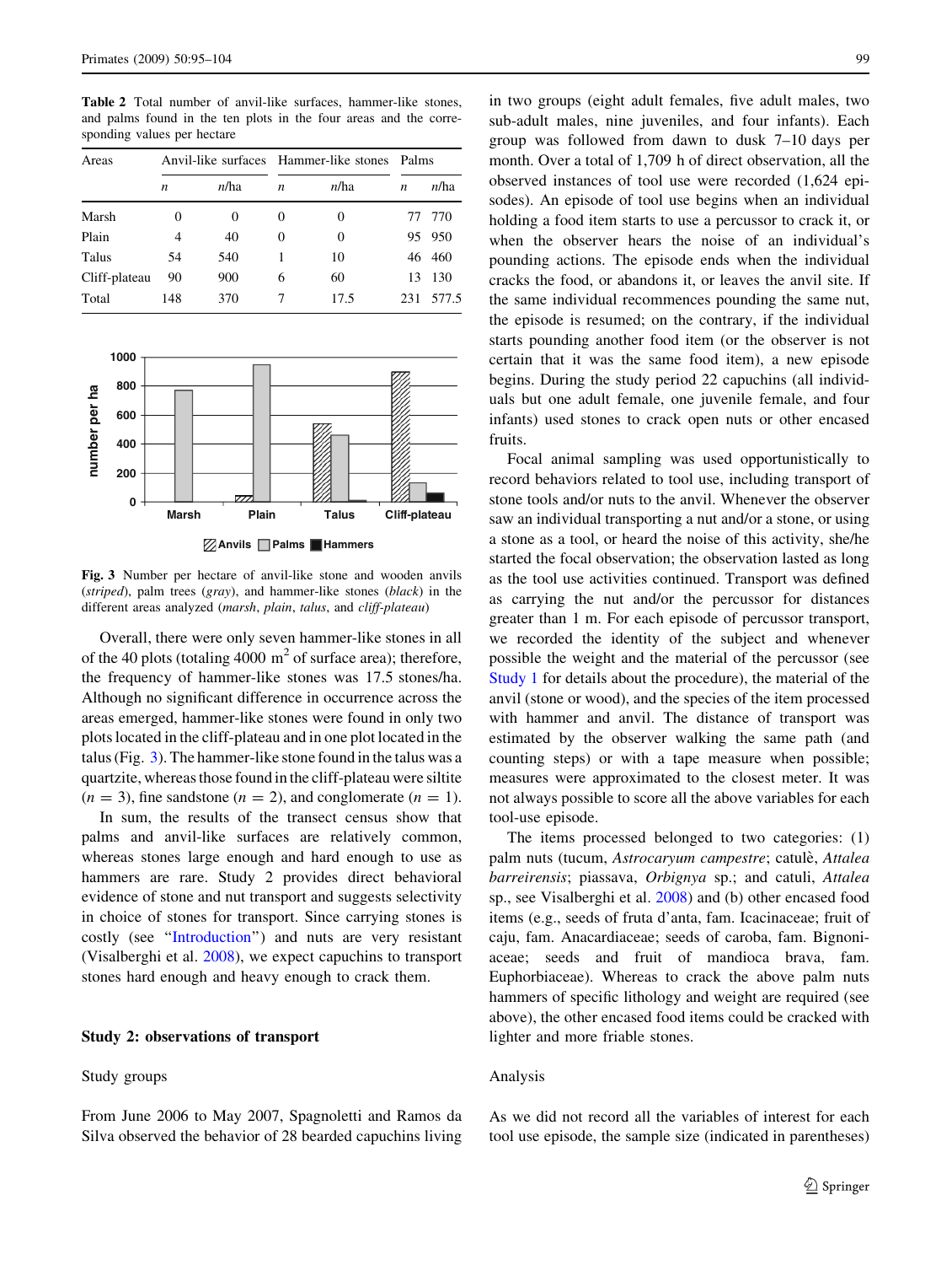**Table 2** Total number of anvil-like surfaces, hammer-like stones, and palms found in the ten plots in the four areas and the corresponding values per hectare

| Areas | Anvil-like surfaces | | Hammer-like stones | | Palms | |
|---|---|---|---|---|---|---|
| | *n* | *n*/ha | *n* | *n*/ha | *n* | *n*/ha |
| Marsh | 0 | 0 | 0 | 0 | 77 | 770 |
| Plain | 4 | 40 | 0 | 0 | 95 | 950 |
| Talus | 54 | 540 | 1 | 10 | 46 | 460 |
| Cliff-plateau | 90 | 900 | 6 | 60 | 13 | 130 |
| Total | 148 | 370 | 7 | 17.5 | 231 | 577.5 |

number per ha

1000
800
600
400
200
0

Marsh
Plain
Talus
Cliff-plateau

Anvils Palms Hammers

**Fig. 3** Number per hectare of anvil-like stone and wooden anvils (*striped*), palm trees (*gray*), and hammer-like stones (*black*) in the different areas analyzed (*marsh*, *plain*, *talus*, and *cliff-plateau*)

Overall, there were only seven hammer-like stones in all of the 40 plots (totaling 4000 $m^2$ of surface area); therefore, the frequency of hammer-like stones was 17.5 stones/ha. Although no significant difference in occurrence across the areas emerged, hammer-like stones were found in only two plots located in the cliff-plateau and in one plot located in the talus (Fig. 3). The hammer-like stone found in the talus was a quartzite, whereas those found in the cliff-plateau were siltite ($n = 3$), fine sandstone ($n = 2$), and conglomerate ($n = 1$).

In sum, the results of the transect census show that palms and anvil-like surfaces are relatively common, whereas stones large enough and hard enough to use as hammers are rare. Study 2 provides direct behavioral evidence of stone and nut transport and suggests selectivity in choice of stones for transport. Since carrying stones is costly (see "Introduction") and nuts are very resistant (Visalberghi et al. 2008), we expect capuchins to transport stones hard enough and heavy enough to crack them.

## Study 2: observations of transport

### Study groups

From June 2006 to May 2007, Spagnoletti and Ramos da Silva observed the behavior of 28 bearded capuchins living in two groups (eight adult females, five adult males, two sub-adult males, nine juveniles, and four infants). Each group was followed from dawn to dusk 7–10 days per month. Over a total of 1,709 h of direct observation, all the observed instances of tool use were recorded (1,624 episodes). An episode of tool use begins when an individual holding a food item starts to use a percussor to crack it, or when the observer hears the noise of an individual's pounding actions. The episode ends when the individual cracks the food, or abandons it, or leaves the anvil site. If the same individual recommences pounding the same nut, the episode is resumed; on the contrary, if the individual starts pounding another food item (or the observer is not certain that it was the same food item), a new episode begins. During the study period 22 capuchins (all individuals but one adult female, one juvenile female, and four infants) used stones to crack open nuts or other encased fruits.

Focal animal sampling was used opportunistically to record behaviors related to tool use, including transport of stone tools and/or nuts to the anvil. Whenever the observer saw an individual transporting a nut and/or a stone, or using a stone as a tool, or heard the noise of this activity, she/he started the focal observation; the observation lasted as long as the tool use activities continued. Transport was defined as carrying the nut and/or the percussor for distances greater than 1 m. For each episode of percussor transport, we recorded the identity of the subject and whenever possible the weight and the material of the percussor (see Study 1 for details about the procedure), the material of the anvil (stone or wood), and the species of the item processed with hammer and anvil. The distance of transport was estimated by the observer walking the same path (and counting steps) or with a tape measure when possible; measures were approximated to the closest meter. It was not always possible to score all the above variables for each tool-use episode.

The items processed belonged to two categories: (1) palm nuts (tucum, *Astrocaryum campestre*; catulè, *Attalea barreirensis*; piassava, *Orbignya* sp.; and catuli, *Attalea* sp., see Visalberghi et al. 2008) and (b) other encased food items (e.g., seeds of fruta d'anta, fam. Icacinaceae; fruit of caju, fam. Anacardiaceae; seeds of caroba, fam. Bignoniaceae; seeds and fruit of mandioca brava, fam. Euphorbiaceae). Whereas to crack the above palm nuts hammers of specific lithology and weight are required (see above), the other encased food items could be cracked with lighter and more friable stones.

### Analysis

As we did not record all the variables of interest for each tool use episode, the sample size (indicated in parentheses)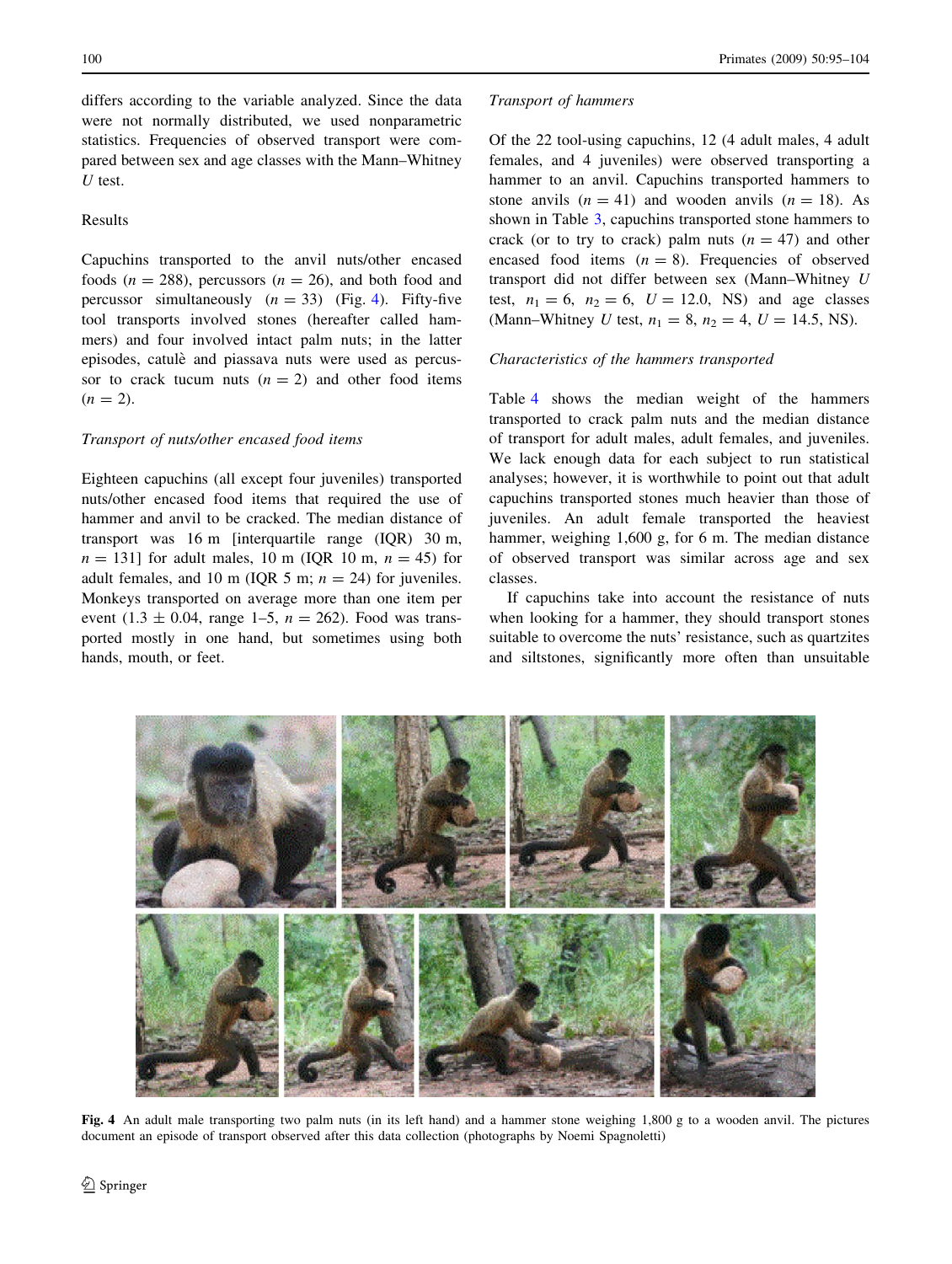differs according to the variable analyzed. Since the data were not normally distributed, we used nonparametric statistics. Frequencies of observed transport were compared between sex and age classes with the Mann–Whitney *U* test.

## Results

Capuchins transported to the anvil nuts/other encased foods ($n = 288$), percussors ($n = 26$), and both food and percussor simultaneously ($n = 33$) (Fig. 4). Fifty-five tool transports involved stones (hereafter called hammers) and four involved intact palm nuts; in the latter episodes, catulè and piassava nuts were used as percussor to crack tucum nuts ($n = 2$) and other food items ($n = 2$).

### *Transport of nuts/other encased food items*

Eighteen capuchins (all except four juveniles) transported nuts/other encased food items that required the use of hammer and anvil to be cracked. The median distance of transport was 16 m [interquartile range (IQR) 30 m, $n = 131$] for adult males, 10 m (IQR 10 m, $n = 45$) for adult females, and 10 m (IQR 5 m; $n = 24$) for juveniles. Monkeys transported on average more than one item per event ($1.3 \pm 0.04$, range 1–5, $n = 262$). Food was transported mostly in one hand, but sometimes using both hands, mouth, or feet.

### *Transport of hammers*

Of the 22 tool-using capuchins, 12 (4 adult males, 4 adult females, and 4 juveniles) were observed transporting a hammer to an anvil. Capuchins transported hammers to stone anvils ($n = 41$) and wooden anvils ($n = 18$). As shown in Table 3, capuchins transported stone hammers to crack (or to try to crack) palm nuts ($n = 47$) and other encased food items ($n = 8$). Frequencies of observed transport did not differ between sex (Mann–Whitney *U* test, $n_1 = 6$, $n_2 = 6$, $U = 12.0$, NS) and age classes (Mann–Whitney *U* test, $n_1 = 8$, $n_2 = 4$, $U = 14.5$, NS).

### *Characteristics of the hammers transported*

Table 4 shows the median weight of the hammers transported to crack palm nuts and the median distance of transport for adult males, adult females, and juveniles. We lack enough data for each subject to run statistical analyses; however, it is worthwhile to point out that adult capuchins transported stones much heavier than those of juveniles. An adult female transported the heaviest hammer, weighing 1,600 g, for 6 m. The median distance of observed transport was similar across age and sex classes.

If capuchins take into account the resistance of nuts when looking for a hammer, they should transport stones suitable to overcome the nuts' resistance, such as quartzites and siltstones, significantly more often than unsuitable

**Fig. 4** An adult male transporting two palm nuts (in its left hand) and a hammer stone weighing 1,800 g to a wooden anvil. The pictures document an episode of transport observed after this data collection (photographs by Noemi Spagnoletti)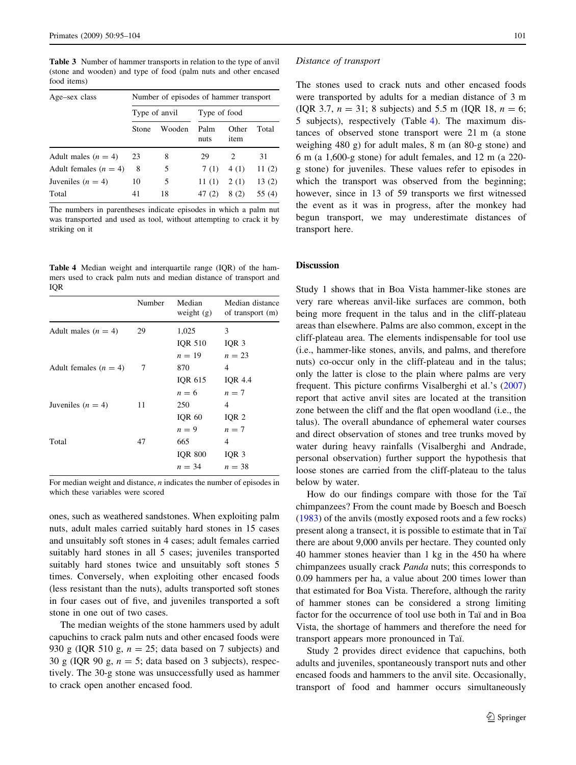**Table 3** Number of hammer transports in relation to the type of anvil (stone and wooden) and type of food (palm nuts and other encased food items)

| Age–sex class | Number of episodes of hammer transport | | | | |
|---|---|---|---|---|---|
| | Type of anvil | | Type of food | | |
| | Stone | Wooden | Palm nuts | Other item | Total |
| Adult males ($n = 4$) | 23 | 8 | 29 | 2 | 31 |
| Adult females ($n = 4$) | 8 | 5 | 7 (1) | 4 (1) | 11 (2) |
| Juveniles ($n = 4$) | 10 | 5 | 11 (1) | 2 (1) | 13 (2) |
| Total | 41 | 18 | 47 (2) | 8 (2) | 55 (4) |

The numbers in parentheses indicate episodes in which a palm nut was transported and used as tool, without attempting to crack it by striking on it

**Table 4** Median weight and interquartile range (IQR) of the hammers used to crack palm nuts and median distance of transport and IQR

| | Number | Median weight (g) | Median distance of transport (m) |
|---|---|---|---|
| Adult males ($n = 4$) | 29 | 1,025 | 3 |
| | | IQR 510 | IQR 3 |
| | | $n = 19$ | $n = 23$ |
| Adult females ($n = 4$) | 7 | 870 | 4 |
| | | IQR 615 | IQR 4.4 |
| | | $n = 6$ | $n = 7$ |
| Juveniles ($n = 4$) | 11 | 250 | 4 |
| | | IQR 60 | IQR 2 |
| | | $n = 9$ | $n = 7$ |
| Total | 47 | 665 | 4 |
| | | IQR 800 | IQR 3 |
| | | $n = 34$ | $n = 38$ |

For median weight and distance, $n$ indicates the number of episodes in which these variables were scored

ones, such as weathered sandstones. When exploiting palm nuts, adult males carried suitably hard stones in 15 cases and unsuitably soft stones in 4 cases; adult females carried suitably hard stones in all 5 cases; juveniles transported suitably hard stones twice and unsuitably soft stones 5 times. Conversely, when exploiting other encased foods (less resistant than the nuts), adults transported soft stones in four cases out of five, and juveniles transported a soft stone in one out of two cases.

The median weights of the stone hammers used by adult capuchins to crack palm nuts and other encased foods were 930 g (IQR 510 g, $n = 25$; data based on 7 subjects) and 30 g (IQR 90 g, $n = 5$; data based on 3 subjects), respectively. The 30-g stone was unsuccessfully used as hammer to crack open another encased food.

*Distance of transport*

The stones used to crack nuts and other encased foods were transported by adults for a median distance of 3 m (IQR 3.7, $n = 31$; 8 subjects) and 5.5 m (IQR 18, $n = 6$; 5 subjects), respectively (Table 4). The maximum distances of observed stone transport were 21 m (a stone weighing 480 g) for adult males, 8 m (an 80-g stone) and 6 m (a 1,600-g stone) for adult females, and 12 m (a 220-g stone) for juveniles. These values refer to episodes in which the transport was observed from the beginning; however, since in 13 of 59 transports we first witnessed the event as it was in progress, after the monkey had begun transport, we may underestimate distances of transport here.

## Discussion

Study 1 shows that in Boa Vista hammer-like stones are very rare whereas anvil-like surfaces are common, both being more frequent in the talus and in the cliff-plateau areas than elsewhere. Palms are also common, except in the cliff-plateau area. The elements indispensable for tool use (i.e., hammer-like stones, anvils, and palms, and therefore nuts) co-occur only in the cliff-plateau and in the talus; only the latter is close to the plain where palms are very frequent. This picture confirms Visalberghi et al.'s (2007) report that active anvil sites are located at the transition zone between the cliff and the flat open woodland (i.e., the talus). The overall abundance of ephemeral water courses and direct observation of stones and tree trunks moved by water during heavy rainfalls (Visalberghi and Andrade, personal observation) further support the hypothesis that loose stones are carried from the cliff-plateau to the talus below by water.

How do our findings compare with those for the Taï chimpanzees? From the count made by Boesch and Boesch (1983) of the anvils (mostly exposed roots and a few rocks) present along a transect, it is possible to estimate that in Taï there are about 9,000 anvils per hectare. They counted only 40 hammer stones heavier than 1 kg in the 450 ha where chimpanzees usually crack *Panda* nuts; this corresponds to 0.09 hammers per ha, a value about 200 times lower than that estimated for Boa Vista. Therefore, although the rarity of hammer stones can be considered a strong limiting factor for the occurrence of tool use both in Taï and in Boa Vista, the shortage of hammers and therefore the need for transport appears more pronounced in Taï.

Study 2 provides direct evidence that capuchins, both adults and juveniles, spontaneously transport nuts and other encased foods and hammers to the anvil site. Occasionally, transport of food and hammer occurs simultaneously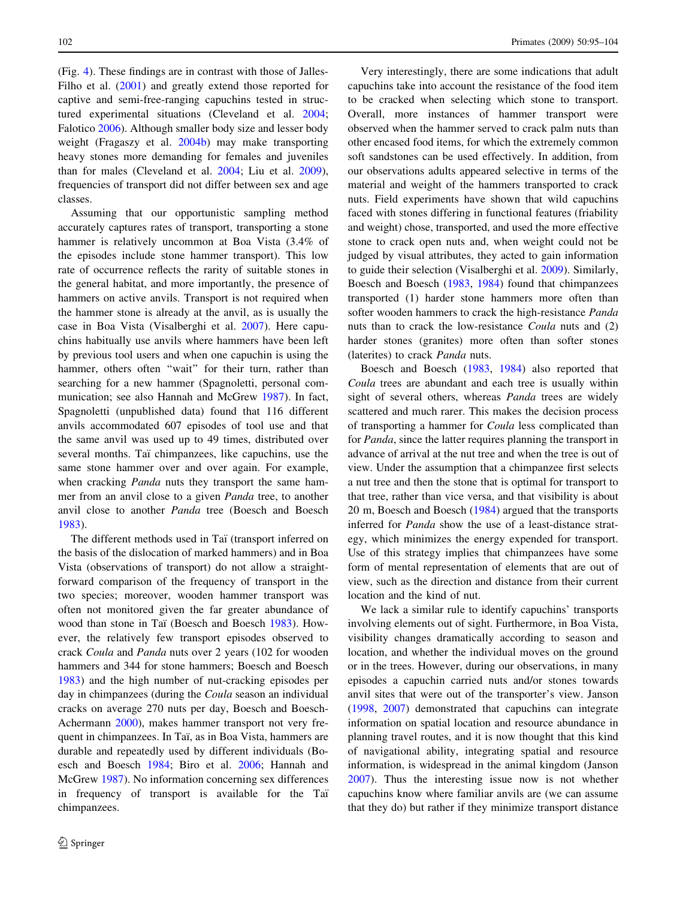(Fig. 4). These findings are in contrast with those of Jalles-Filho et al. (2001) and greatly extend those reported for captive and semi-free-ranging capuchins tested in structured experimental situations (Cleveland et al. 2004; Falotico 2006). Although smaller body size and lesser body weight (Fragaszy et al. 2004b) may make transporting heavy stones more demanding for females and juveniles than for males (Cleveland et al. 2004; Liu et al. 2009), frequencies of transport did not differ between sex and age classes.

Assuming that our opportunistic sampling method accurately captures rates of transport, transporting a stone hammer is relatively uncommon at Boa Vista (3.4% of the episodes include stone hammer transport). This low rate of occurrence reflects the rarity of suitable stones in the general habitat, and more importantly, the presence of hammers on active anvils. Transport is not required when the hammer stone is already at the anvil, as is usually the case in Boa Vista (Visalberghi et al. 2007). Here capuchins habitually use anvils where hammers have been left by previous tool users and when one capuchin is using the hammer, others often "wait" for their turn, rather than searching for a new hammer (Spagnoletti, personal communication; see also Hannah and McGrew 1987). In fact, Spagnoletti (unpublished data) found that 116 different anvils accommodated 607 episodes of tool use and that the same anvil was used up to 49 times, distributed over several months. Taï chimpanzees, like capuchins, use the same stone hammer over and over again. For example, when cracking *Panda* nuts they transport the same hammer from an anvil close to a given *Panda* tree, to another anvil close to another *Panda* tree (Boesch and Boesch 1983).

The different methods used in Taï (transport inferred on the basis of the dislocation of marked hammers) and in Boa Vista (observations of transport) do not allow a straightforward comparison of the frequency of transport in the two species; moreover, wooden hammer transport was often not monitored given the far greater abundance of wood than stone in Taï (Boesch and Boesch 1983). However, the relatively few transport episodes observed to crack *Coula* and *Panda* nuts over 2 years (102 for wooden hammers and 344 for stone hammers; Boesch and Boesch 1983) and the high number of nut-cracking episodes per day in chimpanzees (during the *Coula* season an individual cracks on average 270 nuts per day, Boesch and Boesch-Achermann 2000), makes hammer transport not very frequent in chimpanzees. In Taï, as in Boa Vista, hammers are durable and repeatedly used by different individuals (Boesch and Boesch 1984; Biro et al. 2006; Hannah and McGrew 1987). No information concerning sex differences in frequency of transport is available for the Taï chimpanzees.

Very interestingly, there are some indications that adult capuchins take into account the resistance of the food item to be cracked when selecting which stone to transport. Overall, more instances of hammer transport were observed when the hammer served to crack palm nuts than other encased food items, for which the extremely common soft sandstones can be used effectively. In addition, from our observations adults appeared selective in terms of the material and weight of the hammers transported to crack nuts. Field experiments have shown that wild capuchins faced with stones differing in functional features (friability and weight) chose, transported, and used the more effective stone to crack open nuts and, when weight could not be judged by visual attributes, they acted to gain information to guide their selection (Visalberghi et al. 2009). Similarly, Boesch and Boesch (1983, 1984) found that chimpanzees transported (1) harder stone hammers more often than softer wooden hammers to crack the high-resistance *Panda* nuts than to crack the low-resistance *Coula* nuts and (2) harder stones (granites) more often than softer stones (laterites) to crack *Panda* nuts.

Boesch and Boesch (1983, 1984) also reported that *Coula* trees are abundant and each tree is usually within sight of several others, whereas *Panda* trees are widely scattered and much rarer. This makes the decision process of transporting a hammer for *Coula* less complicated than for *Panda*, since the latter requires planning the transport in advance of arrival at the nut tree and when the tree is out of view. Under the assumption that a chimpanzee first selects a nut tree and then the stone that is optimal for transport to that tree, rather than vice versa, and that visibility is about 20 m, Boesch and Boesch (1984) argued that the transports inferred for *Panda* show the use of a least-distance strategy, which minimizes the energy expended for transport. Use of this strategy implies that chimpanzees have some form of mental representation of elements that are out of view, such as the direction and distance from their current location and the kind of nut.

We lack a similar rule to identify capuchins' transports involving elements out of sight. Furthermore, in Boa Vista, visibility changes dramatically according to season and location, and whether the individual moves on the ground or in the trees. However, during our observations, in many episodes a capuchin carried nuts and/or stones towards anvil sites that were out of the transporter's view. Janson (1998, 2007) demonstrated that capuchins can integrate information on spatial location and resource abundance in planning travel routes, and it is now thought that this kind of navigational ability, integrating spatial and resource information, is widespread in the animal kingdom (Janson 2007). Thus the interesting issue now is not whether capuchins know where familiar anvils are (we can assume that they do) but rather if they minimize transport distance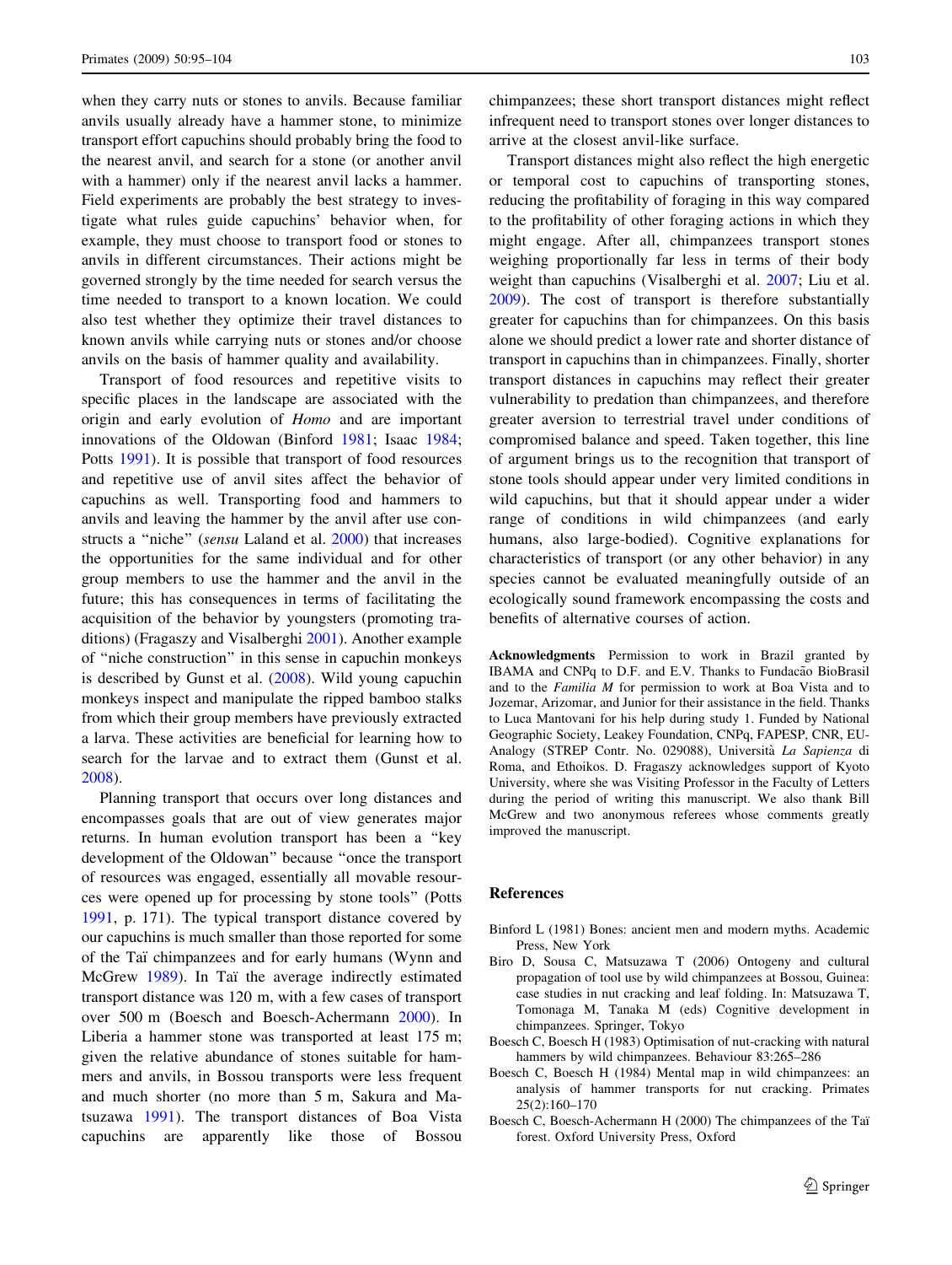when they carry nuts or stones to anvils. Because familiar anvils usually already have a hammer stone, to minimize transport effort capuchins should probably bring the food to the nearest anvil, and search for a stone (or another anvil with a hammer) only if the nearest anvil lacks a hammer. Field experiments are probably the best strategy to investigate what rules guide capuchins' behavior when, for example, they must choose to transport food or stones to anvils in different circumstances. Their actions might be governed strongly by the time needed for search versus the time needed to transport to a known location. We could also test whether they optimize their travel distances to known anvils while carrying nuts or stones and/or choose anvils on the basis of hammer quality and availability.

Transport of food resources and repetitive visits to specific places in the landscape are associated with the origin and early evolution of *Homo* and are important innovations of the Oldowan (Binford 1981; Isaac 1984; Potts 1991). It is possible that transport of food resources and repetitive use of anvil sites affect the behavior of capuchins as well. Transporting food and hammers to anvils and leaving the hammer by the anvil after use constructs a "niche" (*sensu* Laland et al. 2000) that increases the opportunities for the same individual and for other group members to use the hammer and the anvil in the future; this has consequences in terms of facilitating the acquisition of the behavior by youngsters (promoting traditions) (Fragaszy and Visalberghi 2001). Another example of "niche construction" in this sense in capuchin monkeys is described by Gunst et al. (2008). Wild young capuchin monkeys inspect and manipulate the ripped bamboo stalks from which their group members have previously extracted a larva. These activities are beneficial for learning how to search for the larvae and to extract them (Gunst et al. 2008).

Planning transport that occurs over long distances and encompasses goals that are out of view generates major returns. In human evolution transport has been a "key development of the Oldowan" because "once the transport of resources was engaged, essentially all movable resources were opened up for processing by stone tools" (Potts 1991, p. 171). The typical transport distance covered by our capuchins is much smaller than those reported for some of the Taï chimpanzees and for early humans (Wynn and McGrew 1989). In Taï the average indirectly estimated transport distance was 120 m, with a few cases of transport over 500 m (Boesch and Boesch-Achermann 2000). In Liberia a hammer stone was transported at least 175 m; given the relative abundance of stones suitable for hammers and anvils, in Bossou transports were less frequent and much shorter (no more than 5 m, Sakura and Matsuzawa 1991). The transport distances of Boa Vista capuchins are apparently like those of Bossou chimpanzees; these short transport distances might reflect infrequent need to transport stones over longer distances to arrive at the closest anvil-like surface.

Transport distances might also reflect the high energetic or temporal cost to capuchins of transporting stones, reducing the profitability of foraging in this way compared to the profitability of other foraging actions in which they might engage. After all, chimpanzees transport stones weighing proportionally far less in terms of their body weight than capuchins (Visalberghi et al. 2007; Liu et al. 2009). The cost of transport is therefore substantially greater for capuchins than for chimpanzees. On this basis alone we should predict a lower rate and shorter distance of transport in capuchins than in chimpanzees. Finally, shorter transport distances in capuchins may reflect their greater vulnerability to predation than chimpanzees, and therefore greater aversion to terrestrial travel under conditions of compromised balance and speed. Taken together, this line of argument brings us to the recognition that transport of stone tools should appear under very limited conditions in wild capuchins, but that it should appear under a wider range of conditions in wild chimpanzees (and early humans, also large-bodied). Cognitive explanations for characteristics of transport (or any other behavior) in any species cannot be evaluated meaningfully outside of an ecologically sound framework encompassing the costs and benefits of alternative courses of action.

**Acknowledgments** Permission to work in Brazil granted by IBAMA and CNPq to D.F. and E.V. Thanks to Fundacão BioBrasil and to the *Familia M* for permission to work at Boa Vista and to Jozemar, Arizomar, and Junior for their assistance in the field. Thanks to Luca Mantovani for his help during study 1. Funded by National Geographic Society, Leakey Foundation, CNPq, FAPESP, CNR, EU-Analogy (STREP Contr. No. 029088), Università *La Sapienza* di Roma, and Ethoikos. D. Fragaszy acknowledges support of Kyoto University, where she was Visiting Professor in the Faculty of Letters during the period of writing this manuscript. We also thank Bill McGrew and two anonymous referees whose comments greatly improved the manuscript.

## References

Binford L (1981) Bones: ancient men and modern myths. Academic Press, New York

Biro D, Sousa C, Matsuzawa T (2006) Ontogeny and cultural propagation of tool use by wild chimpanzees at Bossou, Guinea: case studies in nut cracking and leaf folding. In: Matsuzawa T, Tomonaga M, Tanaka M (eds) Cognitive development in chimpanzees. Springer, Tokyo

Boesch C, Boesch H (1983) Optimisation of nut-cracking with natural hammers by wild chimpanzees. Behaviour 83:265–286

Boesch C, Boesch H (1984) Mental map in wild chimpanzees: an analysis of hammer transports for nut cracking. Primates 25(2):160–170

Boesch C, Boesch-Achermann H (2000) The chimpanzees of the Taï forest. Oxford University Press, Oxford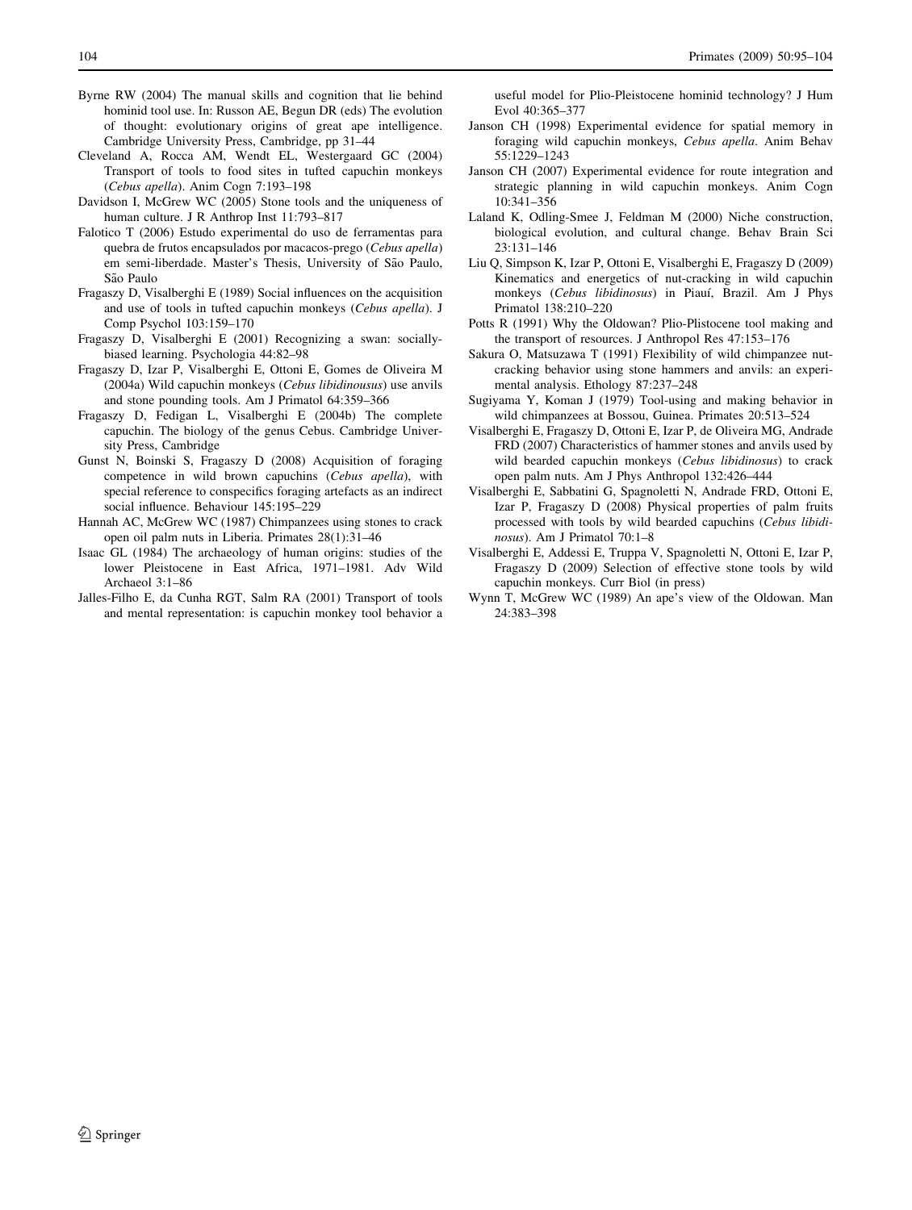Byrne RW (2004) The manual skills and cognition that lie behind hominid tool use. In: Russon AE, Begun DR (eds) The evolution of thought: evolutionary origins of great ape intelligence. Cambridge University Press, Cambridge, pp 31–44

Cleveland A, Rocca AM, Wendt EL, Westergaard GC (2004) Transport of tools to food sites in tufted capuchin monkeys (*Cebus apella*). Anim Cogn 7:193–198

Davidson I, McGrew WC (2005) Stone tools and the uniqueness of human culture. J R Anthrop Inst 11:793–817

Falotico T (2006) Estudo experimental do uso de ferramentas para quebra de frutos encapsulados por macacos-prego (*Cebus apella*) em semi-liberdade. Master's Thesis, University of São Paulo, São Paulo

Fragaszy D, Visalberghi E (1989) Social influences on the acquisition and use of tools in tufted capuchin monkeys (*Cebus apella*). J Comp Psychol 103:159–170

Fragaszy D, Visalberghi E (2001) Recognizing a swan: socially-biased learning. Psychologia 44:82–98

Fragaszy D, Izar P, Visalberghi E, Ottoni E, Gomes de Oliveira M (2004a) Wild capuchin monkeys (*Cebus libidinousus*) use anvils and stone pounding tools. Am J Primatol 64:359–366

Fragaszy D, Fedigan L, Visalberghi E (2004b) The complete capuchin. The biology of the genus Cebus. Cambridge University Press, Cambridge

Gunst N, Boinski S, Fragaszy D (2008) Acquisition of foraging competence in wild brown capuchins (*Cebus apella*), with special reference to conspecifics foraging artefacts as an indirect social influence. Behaviour 145:195–229

Hannah AC, McGrew WC (1987) Chimpanzees using stones to crack open oil palm nuts in Liberia. Primates 28(1):31–46

Isaac GL (1984) The archaeology of human origins: studies of the lower Pleistocene in East Africa, 1971–1981. Adv Wild Archaeol 3:1–86

Jalles-Filho E, da Cunha RGT, Salm RA (2001) Transport of tools and mental representation: is capuchin monkey tool behavior a useful model for Plio-Pleistocene hominid technology? J Hum Evol 40:365–377

Janson CH (1998) Experimental evidence for spatial memory in foraging wild capuchin monkeys, *Cebus apella*. Anim Behav 55:1229–1243

Janson CH (2007) Experimental evidence for route integration and strategic planning in wild capuchin monkeys. Anim Cogn 10:341–356

Laland K, Odling-Smee J, Feldman M (2000) Niche construction, biological evolution, and cultural change. Behav Brain Sci 23:131–146

Liu Q, Simpson K, Izar P, Ottoni E, Visalberghi E, Fragaszy D (2009) Kinematics and energetics of nut-cracking in wild capuchin monkeys (*Cebus libidinosus*) in Piauí, Brazil. Am J Phys Primatol 138:210–220

Potts R (1991) Why the Oldowan? Plio-Plistocene tool making and the transport of resources. J Anthropol Res 47:153–176

Sakura O, Matsuzawa T (1991) Flexibility of wild chimpanzee nut-cracking behavior using stone hammers and anvils: an experimental analysis. Ethology 87:237–248

Sugiyama Y, Koman J (1979) Tool-using and making behavior in wild chimpanzees at Bossou, Guinea. Primates 20:513–524

Visalberghi E, Fragaszy D, Ottoni E, Izar P, de Oliveira MG, Andrade FRD (2007) Characteristics of hammer stones and anvils used by wild bearded capuchin monkeys (*Cebus libidinosus*) to crack open palm nuts. Am J Phys Anthropol 132:426–444

Visalberghi E, Sabbatini G, Spagnoletti N, Andrade FRD, Ottoni E, Izar P, Fragaszy D (2008) Physical properties of palm fruits processed with tools by wild bearded capuchins (*Cebus libidinosus*). Am J Primatol 70:1–8

Visalberghi E, Addessi E, Truppa V, Spagnoletti N, Ottoni E, Izar P, Fragaszy D (2009) Selection of effective stone tools by wild capuchin monkeys. Curr Biol (in press)

Wynn T, McGrew WC (1989) An ape's view of the Oldowan. Man 24:383–398